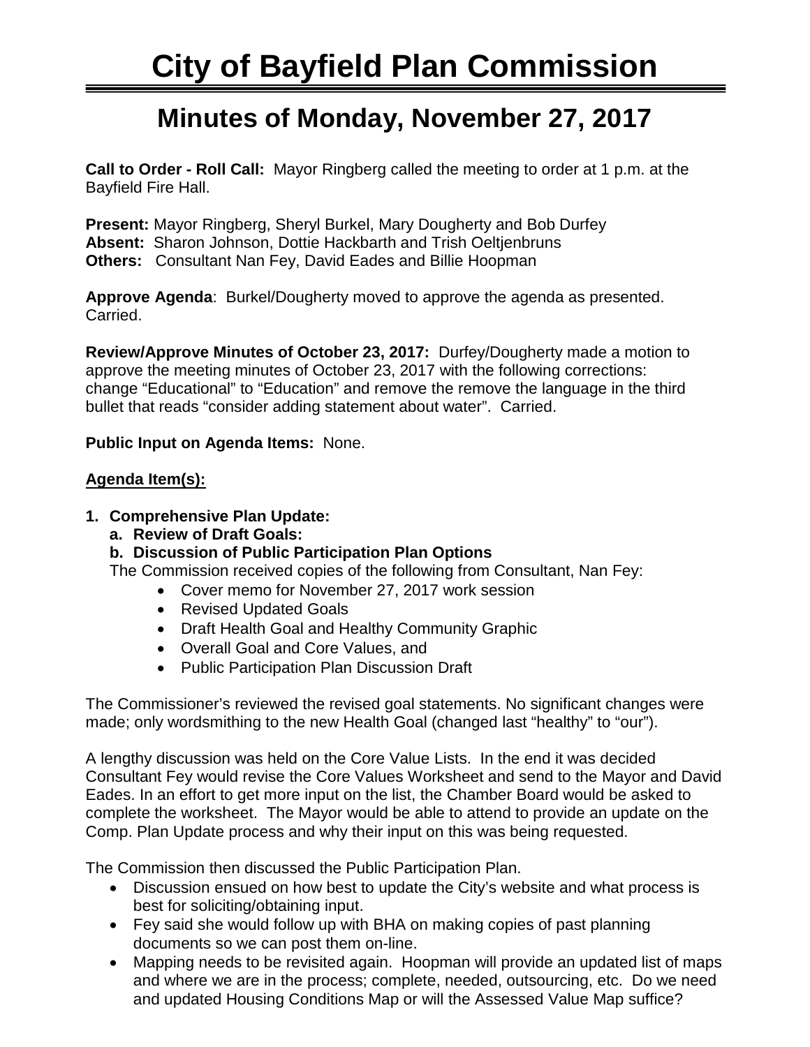# City of Bayfield Plan Commission

## Minutes of Monday, November 27, 2017

**Call to Order - Roll Call:** Mayor Ringberg called the meeting to order at 1 p.m. at the Bayfield Fire Hall.

**Present:** Mayor Ringberg, Sheryl Burkel, Mary Dougherty and Bob Durfey
**Absent:** Sharon Johnson, Dottie Hackbarth and Trish Oeltjenbruns
**Others:** Consultant Nan Fey, David Eades and Billie Hoopman

**Approve Agenda**: Burkel/Dougherty moved to approve the agenda as presented. Carried.

**Review/Approve Minutes of October 23, 2017:** Durfey/Dougherty made a motion to approve the meeting minutes of October 23, 2017 with the following corrections: change "Educational" to "Education" and remove the remove the language in the third bullet that reads "consider adding statement about water". Carried.

**Public Input on Agenda Items:** None.

**Agenda Item(s):**

1. **Comprehensive Plan Update:**
   a. **Review of Draft Goals:**
   b. **Discussion of Public Participation Plan Options**

   The Commission received copies of the following from Consultant, Nan Fey:
   - Cover memo for November 27, 2017 work session
   - Revised Updated Goals
   - Draft Health Goal and Healthy Community Graphic
   - Overall Goal and Core Values, and
   - Public Participation Plan Discussion Draft

The Commissioner's reviewed the revised goal statements. No significant changes were made; only wordsmithing to the new Health Goal (changed last "healthy" to "our").

A lengthy discussion was held on the Core Value Lists. In the end it was decided Consultant Fey would revise the Core Values Worksheet and send to the Mayor and David Eades. In an effort to get more input on the list, the Chamber Board would be asked to complete the worksheet. The Mayor would be able to attend to provide an update on the Comp. Plan Update process and why their input on this was being requested.

The Commission then discussed the Public Participation Plan.

- Discussion ensued on how best to update the City's website and what process is best for soliciting/obtaining input.
- Fey said she would follow up with BHA on making copies of past planning documents so we can post them on-line.
- Mapping needs to be revisited again. Hoopman will provide an updated list of maps and where we are in the process; complete, needed, outsourcing, etc. Do we need and updated Housing Conditions Map or will the Assessed Value Map suffice?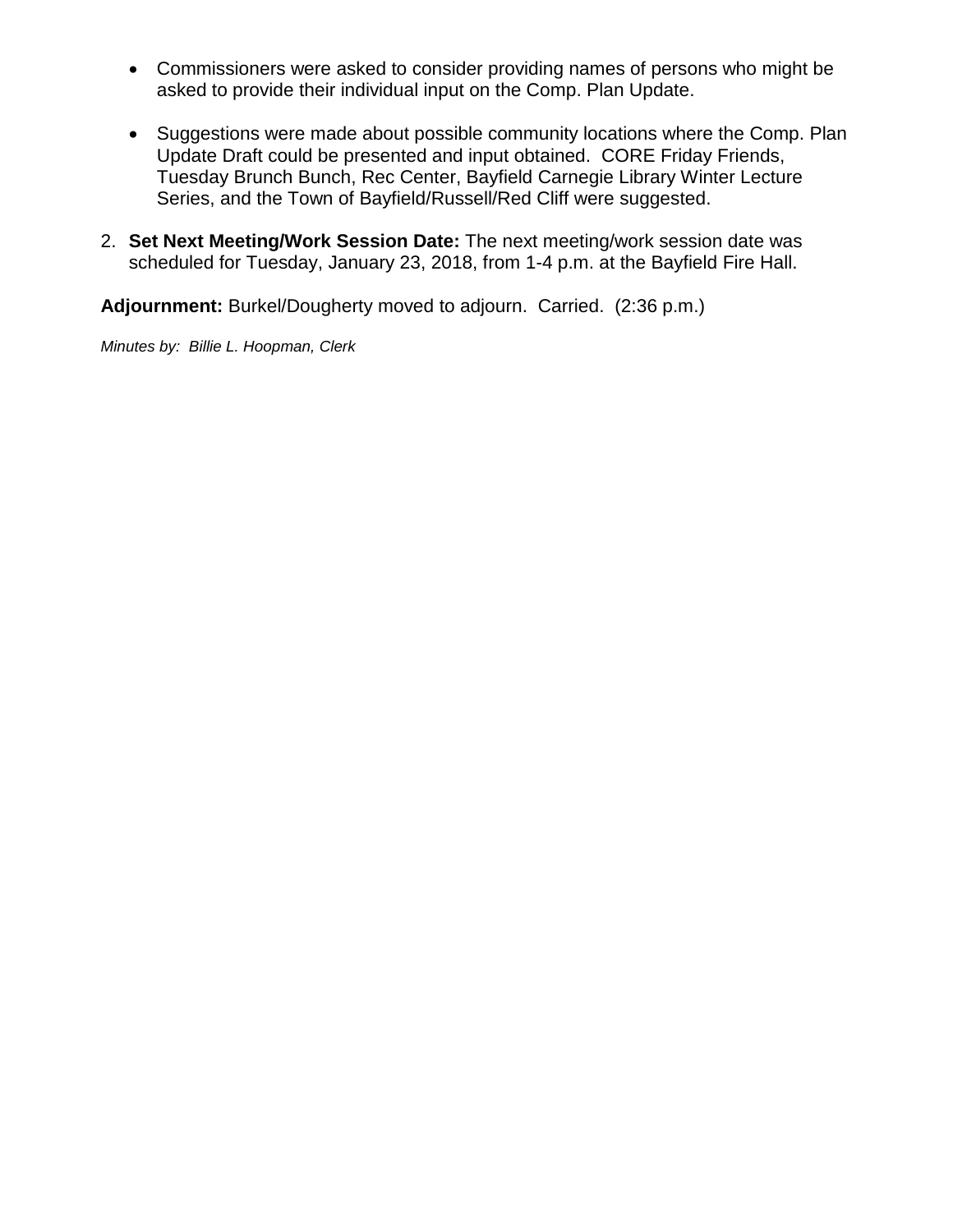- Commissioners were asked to consider providing names of persons who might be asked to provide their individual input on the Comp. Plan Update.

- Suggestions were made about possible community locations where the Comp. Plan Update Draft could be presented and input obtained. CORE Friday Friends, Tuesday Brunch Bunch, Rec Center, Bayfield Carnegie Library Winter Lecture Series, and the Town of Bayfield/Russell/Red Cliff were suggested.

2. **Set Next Meeting/Work Session Date:** The next meeting/work session date was scheduled for Tuesday, January 23, 2018, from 1-4 p.m. at the Bayfield Fire Hall.

**Adjournment:** Burkel/Dougherty moved to adjourn. Carried. (2:36 p.m.)

*Minutes by: Billie L. Hoopman, Clerk*